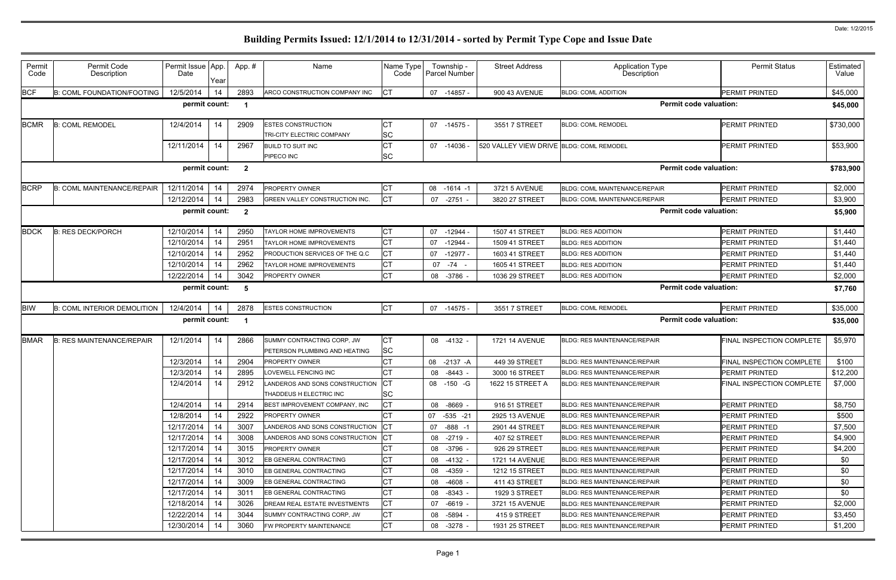Date: 1/2/2015

# Building Permits Issued: 12/1/2014 to 12/31/2014 - sorted by Permit Type Cope and Issue Date

| Permit Code | Permit Code Description | Permit Issue Date | App. Year | App. # | Name | Name Type Code | Township - Parcel Number | Street Address | Application Type Description | Permit Status | Estimated Value |
|---|---|---|---|---|---|---|---|---|---|---|---|
| BCF | B: COML FOUNDATION/FOOTING | 12/5/2014 | 14 | 2893 | ARCO CONSTRUCTION COMPANY INC | CT | 07 -14857 - | 900 43 AVENUE | BLDG: COML ADDITION | PERMIT PRINTED | $45,000 |
| | | permit count: | | 1 | | | | | Permit code valuation: | | $45,000 |
| BCMR | B: COML REMODEL | 12/4/2014 | 14 | 2909 | ESTES CONSTRUCTION<br>TRI-CITY ELECTRIC COMPANY | CT<br>SC | 07 -14575 - | 3551 7 STREET | BLDG: COML REMODEL | PERMIT PRINTED | $730,000 |
| | | 12/11/2014 | 14 | 2967 | BUILD TO SUIT INC<br>PIPECO INC | CT<br>SC | 07 -14036 - | 520 VALLEY VIEW DRIVE | BLDG: COML REMODEL | PERMIT PRINTED | $53,900 |
| | | permit count: | | 2 | | | | | Permit code valuation: | | $783,900 |
| BCRP | B: COML MAINTENANCE/REPAIR | 12/11/2014 | 14 | 2974 | PROPERTY OWNER | CT | 08 -1614 -1 | 3721 5 AVENUE | BLDG: COML MAINTENANCE/REPAIR | PERMIT PRINTED | $2,000 |
| | | 12/12/2014 | 14 | 2983 | GREEN VALLEY CONSTRUCTION INC. | CT | 07 -2751 - | 3820 27 STREET | BLDG: COML MAINTENANCE/REPAIR | PERMIT PRINTED | $3,900 |
| | | permit count: | | 2 | | | | | Permit code valuation: | | $5,900 |
| BDCK | B: RES DECK/PORCH | 12/10/2014 | 14 | 2950 | TAYLOR HOME IMPROVEMENTS | CT | 07 -12944 - | 1507 41 STREET | BLDG: RES ADDITION | PERMIT PRINTED | $1,440 |
| | | 12/10/2014 | 14 | 2951 | TAYLOR HOME IMPROVEMENTS | CT | 07 -12944 - | 1509 41 STREET | BLDG: RES ADDITION | PERMIT PRINTED | $1,440 |
| | | 12/10/2014 | 14 | 2952 | PRODUCTION SERVICES OF THE Q.C | CT | 07 -12977 - | 1603 41 STREET | BLDG: RES ADDITION | PERMIT PRINTED | $1,440 |
| | | 12/10/2014 | 14 | 2962 | TAYLOR HOME IMPROVEMENTS | CT | 07 -74 - | 1605 41 STREET | BLDG: RES ADDITION | PERMIT PRINTED | $1,440 |
| | | 12/22/2014 | 14 | 3042 | PROPERTY OWNER | CT | 08 -3786 - | 1036 29 STREET | BLDG: RES ADDITION | PERMIT PRINTED | $2,000 |
| | | permit count: | | 5 | | | | | Permit code valuation: | | $7,760 |
| BIW | B: COML INTERIOR DEMOLITION | 12/4/2014 | 14 | 2878 | ESTES CONSTRUCTION | CT | 07 -14575 - | 3551 7 STREET | BLDG: COML REMODEL | PERMIT PRINTED | $35,000 |
| | | permit count: | | 1 | | | | | Permit code valuation: | | $35,000 |
| BMAR | B: RES MAINTENANCE/REPAIR | 12/1/2014 | 14 | 2866 | SUMMY CONTRACTING CORP, JW<br>PETERSON PLUMBING AND HEATING | CT<br>SC | 08 -4132 - | 1721 14 AVENUE | BLDG: RES MAINTENANCE/REPAIR | FINAL INSPECTION COMPLETE | $5,970 |
| | | 12/3/2014 | 14 | 2904 | PROPERTY OWNER | CT | 08 -2137 -A | 449 39 STREET | BLDG: RES MAINTENANCE/REPAIR | FINAL INSPECTION COMPLETE | $100 |
| | | 12/3/2014 | 14 | 2895 | LOVEWELL FENCING INC | CT | 08 -8443 - | 3000 16 STREET | BLDG: RES MAINTENANCE/REPAIR | PERMIT PRINTED | $12,200 |
| | | 12/4/2014 | 14 | 2912 | LANDEROS AND SONS CONSTRUCTION<br>THADDEUS H ELECTRIC INC | CT<br>SC | 08 -150 -G | 1622 15 STREET A | BLDG: RES MAINTENANCE/REPAIR | FINAL INSPECTION COMPLETE | $7,000 |
| | | 12/4/2014 | 14 | 2914 | BEST IMPROVEMENT COMPANY, INC | CT | 08 -8669 - | 916 51 STREET | BLDG: RES MAINTENANCE/REPAIR | PERMIT PRINTED | $8,750 |
| | | 12/8/2014 | 14 | 2922 | PROPERTY OWNER | CT | 07 -535 -21 | 2925 13 AVENUE | BLDG: RES MAINTENANCE/REPAIR | PERMIT PRINTED | $500 |
| | | 12/17/2014 | 14 | 3007 | LANDEROS AND SONS CONSTRUCTION | CT | 07 -888 -1 | 2901 44 STREET | BLDG: RES MAINTENANCE/REPAIR | PERMIT PRINTED | $7,500 |
| | | 12/17/2014 | 14 | 3008 | LANDEROS AND SONS CONSTRUCTION | CT | 08 -2719 - | 407 52 STREET | BLDG: RES MAINTENANCE/REPAIR | PERMIT PRINTED | $4,900 |
| | | 12/17/2014 | 14 | 3015 | PROPERTY OWNER | CT | 08 -3796 - | 926 29 STREET | BLDG: RES MAINTENANCE/REPAIR | PERMIT PRINTED | $4,200 |
| | | 12/17/2014 | 14 | 3012 | EB GENERAL CONTRACTING | CT | 08 -4132 - | 1721 14 AVENUE | BLDG: RES MAINTENANCE/REPAIR | PERMIT PRINTED | $0 |
| | | 12/17/2014 | 14 | 3010 | EB GENERAL CONTRACTING | CT | 08 -4359 - | 1212 15 STREET | BLDG: RES MAINTENANCE/REPAIR | PERMIT PRINTED | $0 |
| | | 12/17/2014 | 14 | 3009 | EB GENERAL CONTRACTING | CT | 08 -4608 - | 411 43 STREET | BLDG: RES MAINTENANCE/REPAIR | PERMIT PRINTED | $0 |
| | | 12/17/2014 | 14 | 3011 | EB GENERAL CONTRACTING | CT | 08 -8343 - | 1929 3 STREET | BLDG: RES MAINTENANCE/REPAIR | PERMIT PRINTED | $0 |
| | | 12/18/2014 | 14 | 3026 | DREAM REAL ESTATE INVESTMENTS | CT | 07 -6619 - | 3721 15 AVENUE | BLDG: RES MAINTENANCE/REPAIR | PERMIT PRINTED | $2,000 |
| | | 12/22/2014 | 14 | 3044 | SUMMY CONTRACTING CORP, JW | CT | 08 -5894 - | 415 9 STREET | BLDG: RES MAINTENANCE/REPAIR | PERMIT PRINTED | $3,450 |
| | | 12/30/2014 | 14 | 3060 | FW PROPERTY MAINTENANCE | CT | 08 -3278 - | 1931 25 STREET | BLDG: RES MAINTENANCE/REPAIR | PERMIT PRINTED | $1,200 |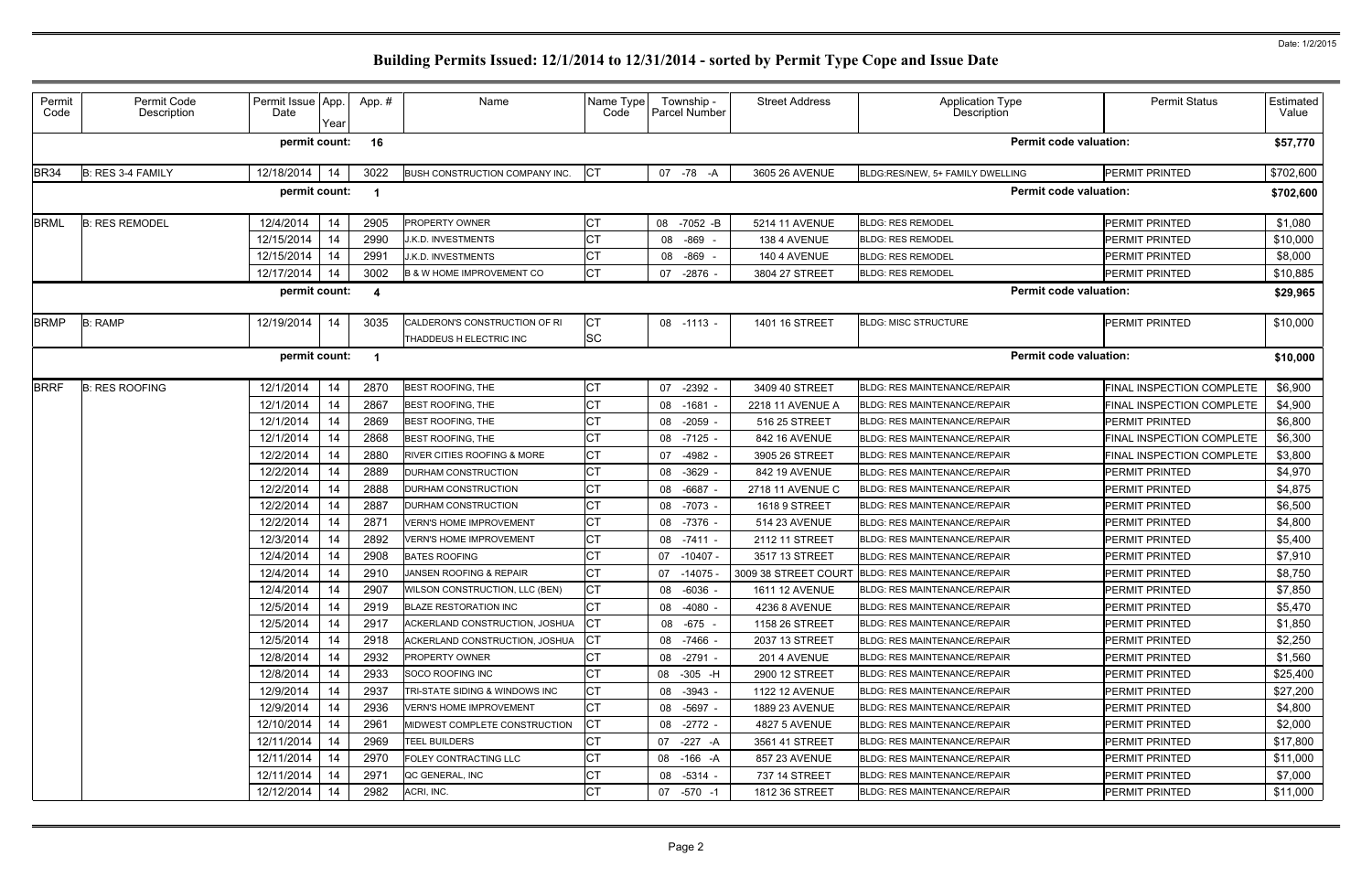# Building Permits Issued: 12/1/2014 to 12/31/2014 - sorted by Permit Type Cope and Issue Date

Date: 1/2/2015

| Permit Code | Permit Code Description | Permit Issue Date | App. Year | App. # | Name | Name Type Code | Township - Parcel Number | Street Address | Application Type Description | Permit Status | Estimated Value |
|---|---|---|---|---|---|---|---|---|---|---|---|
| | | permit count: | | 16 | | | | | Permit code valuation: | | $57,770 |
| BR34 | B: RES 3-4 FAMILY | 12/18/2014 | 14 | 3022 | BUSH CONSTRUCTION COMPANY INC. | CT | 07 -78 -A | 3605 26 AVENUE | BLDG:RES/NEW, 5+ FAMILY DWELLING | PERMIT PRINTED | $702,600 |
| | | permit count: | | 1 | | | | | Permit code valuation: | | $702,600 |
| BRML | B: RES REMODEL | 12/4/2014 | 14 | 2905 | PROPERTY OWNER | CT | 08 -7052 -B | 5214 11 AVENUE | BLDG: RES REMODEL | PERMIT PRINTED | $1,080 |
| | | 12/15/2014 | 14 | 2990 | J.K.D. INVESTMENTS | CT | 08 -869 - | 138 4 AVENUE | BLDG: RES REMODEL | PERMIT PRINTED | $10,000 |
| | | 12/15/2014 | 14 | 2991 | J.K.D. INVESTMENTS | CT | 08 -869 - | 140 4 AVENUE | BLDG: RES REMODEL | PERMIT PRINTED | $8,000 |
| | | 12/17/2014 | 14 | 3002 | B & W HOME IMPROVEMENT CO | CT | 07 -2876 - | 3804 27 STREET | BLDG: RES REMODEL | PERMIT PRINTED | $10,885 |
| | | permit count: | | 4 | | | | | Permit code valuation: | | $29,965 |
| BRMP | B: RAMP | 12/19/2014 | 14 | 3035 | CALDERON'S CONSTRUCTION OF RI<br>THADDEUS H ELECTRIC INC | CT<br>SC | 08 -1113 - | 1401 16 STREET | BLDG: MISC STRUCTURE | PERMIT PRINTED | $10,000 |
| | | permit count: | | 1 | | | | | Permit code valuation: | | $10,000 |
| BRRF | B: RES ROOFING | 12/1/2014 | 14 | 2870 | BEST ROOFING, THE | CT | 07 -2392 - | 3409 40 STREET | BLDG: RES MAINTENANCE/REPAIR | FINAL INSPECTION COMPLETE | $6,900 |
| | | 12/1/2014 | 14 | 2867 | BEST ROOFING, THE | CT | 08 -1681 - | 2218 11 AVENUE A | BLDG: RES MAINTENANCE/REPAIR | FINAL INSPECTION COMPLETE | $4,900 |
| | | 12/1/2014 | 14 | 2869 | BEST ROOFING, THE | CT | 08 -2059 - | 516 25 STREET | BLDG: RES MAINTENANCE/REPAIR | PERMIT PRINTED | $6,800 |
| | | 12/1/2014 | 14 | 2868 | BEST ROOFING, THE | CT | 08 -7125 - | 842 16 AVENUE | BLDG: RES MAINTENANCE/REPAIR | FINAL INSPECTION COMPLETE | $6,300 |
| | | 12/2/2014 | 14 | 2880 | RIVER CITIES ROOFING & MORE | CT | 07 -4982 - | 3905 26 STREET | BLDG: RES MAINTENANCE/REPAIR | FINAL INSPECTION COMPLETE | $3,800 |
| | | 12/2/2014 | 14 | 2889 | DURHAM CONSTRUCTION | CT | 08 -3629 - | 842 19 AVENUE | BLDG: RES MAINTENANCE/REPAIR | PERMIT PRINTED | $4,970 |
| | | 12/2/2014 | 14 | 2888 | DURHAM CONSTRUCTION | CT | 08 -6687 - | 2718 11 AVENUE C | BLDG: RES MAINTENANCE/REPAIR | PERMIT PRINTED | $4,875 |
| | | 12/2/2014 | 14 | 2887 | DURHAM CONSTRUCTION | CT | 08 -7073 - | 1618 9 STREET | BLDG: RES MAINTENANCE/REPAIR | PERMIT PRINTED | $6,500 |
| | | 12/2/2014 | 14 | 2871 | VERN'S HOME IMPROVEMENT | CT | 08 -7376 - | 514 23 AVENUE | BLDG: RES MAINTENANCE/REPAIR | PERMIT PRINTED | $4,800 |
| | | 12/3/2014 | 14 | 2892 | VERN'S HOME IMPROVEMENT | CT | 08 -7411 - | 2112 11 STREET | BLDG: RES MAINTENANCE/REPAIR | PERMIT PRINTED | $5,400 |
| | | 12/4/2014 | 14 | 2908 | BATES ROOFING | CT | 07 -10407 - | 3517 13 STREET | BLDG: RES MAINTENANCE/REPAIR | PERMIT PRINTED | $7,910 |
| | | 12/4/2014 | 14 | 2910 | JANSEN ROOFING & REPAIR | CT | 07 -14075 - | 3009 38 STREET COURT | BLDG: RES MAINTENANCE/REPAIR | PERMIT PRINTED | $8,750 |
| | | 12/4/2014 | 14 | 2907 | WILSON CONSTRUCTION, LLC (BEN) | CT | 08 -6036 - | 1611 12 AVENUE | BLDG: RES MAINTENANCE/REPAIR | PERMIT PRINTED | $7,850 |
| | | 12/5/2014 | 14 | 2919 | BLAZE RESTORATION INC | CT | 08 -4080 - | 4236 8 AVENUE | BLDG: RES MAINTENANCE/REPAIR | PERMIT PRINTED | $5,470 |
| | | 12/5/2014 | 14 | 2917 | ACKERLAND CONSTRUCTION, JOSHUA | CT | 08 -675 - | 1158 26 STREET | BLDG: RES MAINTENANCE/REPAIR | PERMIT PRINTED | $1,850 |
| | | 12/5/2014 | 14 | 2918 | ACKERLAND CONSTRUCTION, JOSHUA | CT | 08 -7466 - | 2037 13 STREET | BLDG: RES MAINTENANCE/REPAIR | PERMIT PRINTED | $2,250 |
| | | 12/8/2014 | 14 | 2932 | PROPERTY OWNER | CT | 08 -2791 - | 201 4 AVENUE | BLDG: RES MAINTENANCE/REPAIR | PERMIT PRINTED | $1,560 |
| | | 12/8/2014 | 14 | 2933 | SOCO ROOFING INC | CT | 08 -305 -H | 2900 12 STREET | BLDG: RES MAINTENANCE/REPAIR | PERMIT PRINTED | $25,400 |
| | | 12/9/2014 | 14 | 2937 | TRI-STATE SIDING & WINDOWS INC | CT | 08 -3943 - | 1122 12 AVENUE | BLDG: RES MAINTENANCE/REPAIR | PERMIT PRINTED | $27,200 |
| | | 12/9/2014 | 14 | 2936 | VERN'S HOME IMPROVEMENT | CT | 08 -5697 - | 1889 23 AVENUE | BLDG: RES MAINTENANCE/REPAIR | PERMIT PRINTED | $4,800 |
| | | 12/10/2014 | 14 | 2961 | MIDWEST COMPLETE CONSTRUCTION | CT | 08 -2772 - | 4827 5 AVENUE | BLDG: RES MAINTENANCE/REPAIR | PERMIT PRINTED | $2,000 |
| | | 12/11/2014 | 14 | 2969 | TEEL BUILDERS | CT | 07 -227 -A | 3561 41 STREET | BLDG: RES MAINTENANCE/REPAIR | PERMIT PRINTED | $17,800 |
| | | 12/11/2014 | 14 | 2970 | FOLEY CONTRACTING LLC | CT | 08 -166 -A | 857 23 AVENUE | BLDG: RES MAINTENANCE/REPAIR | PERMIT PRINTED | $11,000 |
| | | 12/11/2014 | 14 | 2971 | QC GENERAL, INC | CT | 08 -5314 - | 737 14 STREET | BLDG: RES MAINTENANCE/REPAIR | PERMIT PRINTED | $7,000 |
| | | 12/12/2014 | 14 | 2982 | ACRI, INC. | CT | 07 -570 -1 | 1812 36 STREET | BLDG: RES MAINTENANCE/REPAIR | PERMIT PRINTED | $11,000 |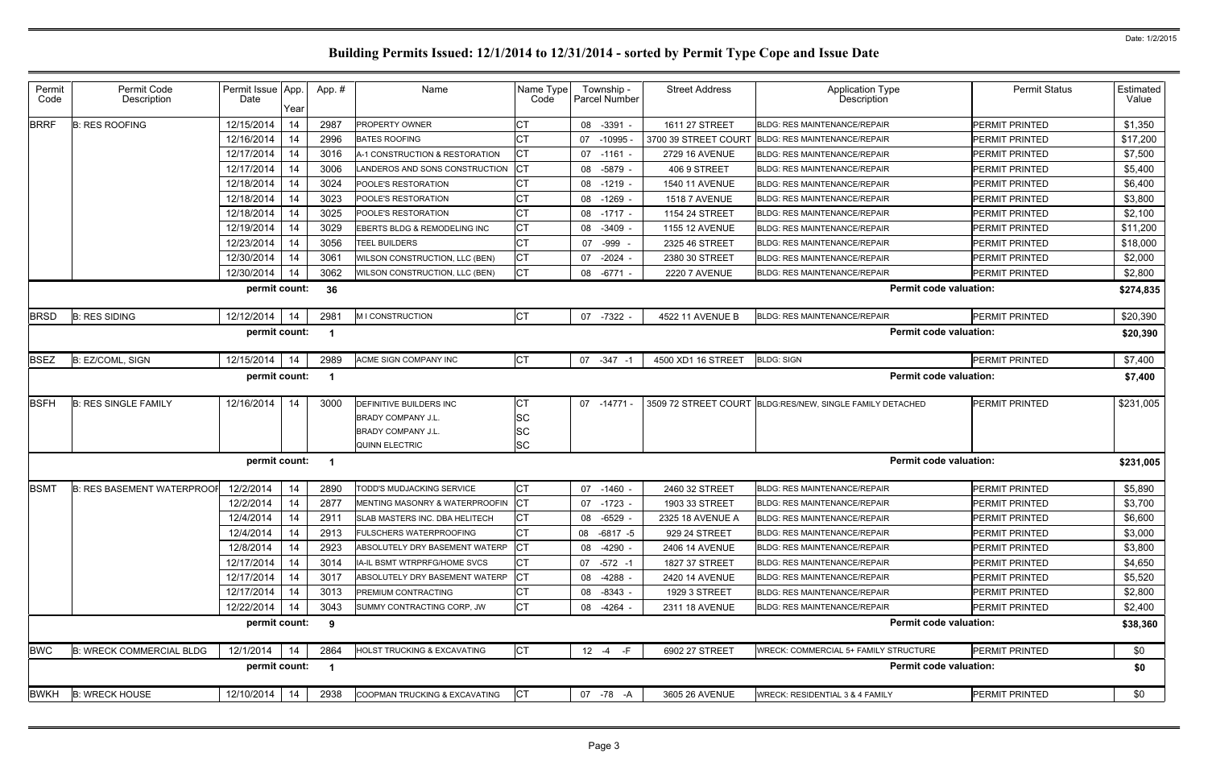# Building Permits Issued: 12/1/2014 to 12/31/2014 - sorted by Permit Type Cope and Issue Date

Date: 1/2/2015

| Permit Code | Permit Code Description | Permit Issue Date | App. Year | App. # | Name | Name Type Code | Township - Parcel Number | Street Address | Application Type Description | Permit Status | Estimated Value |
|---|---|---|---|---|---|---|---|---|---|---|---|
| BRRF | B: RES ROOFING | 12/15/2014 | 14 | 2987 | PROPERTY OWNER | CT | 08 -3391 - | 1611 27 STREET | BLDG: RES MAINTENANCE/REPAIR | PERMIT PRINTED | $1,350 |
| | | 12/16/2014 | 14 | 2996 | BATES ROOFING | CT | 07 -10995 - | 3700 39 STREET COURT | BLDG: RES MAINTENANCE/REPAIR | PERMIT PRINTED | $17,200 |
| | | 12/17/2014 | 14 | 3016 | A-1 CONSTRUCTION & RESTORATION | CT | 07 -1161 - | 2729 16 AVENUE | BLDG: RES MAINTENANCE/REPAIR | PERMIT PRINTED | $7,500 |
| | | 12/17/2014 | 14 | 3006 | LANDEROS AND SONS CONSTRUCTION | CT | 08 -5879 - | 406 9 STREET | BLDG: RES MAINTENANCE/REPAIR | PERMIT PRINTED | $5,400 |
| | | 12/18/2014 | 14 | 3024 | POOLE'S RESTORATION | CT | 08 -1219 - | 1540 11 AVENUE | BLDG: RES MAINTENANCE/REPAIR | PERMIT PRINTED | $6,400 |
| | | 12/18/2014 | 14 | 3023 | POOLE'S RESTORATION | CT | 08 -1269 - | 1518 7 AVENUE | BLDG: RES MAINTENANCE/REPAIR | PERMIT PRINTED | $3,800 |
| | | 12/18/2014 | 14 | 3025 | POOLE'S RESTORATION | CT | 08 -1717 - | 1154 24 STREET | BLDG: RES MAINTENANCE/REPAIR | PERMIT PRINTED | $2,100 |
| | | 12/19/2014 | 14 | 3029 | EBERTS BLDG & REMODELING INC | CT | 08 -3409 - | 1155 12 AVENUE | BLDG: RES MAINTENANCE/REPAIR | PERMIT PRINTED | $11,200 |
| | | 12/23/2014 | 14 | 3056 | TEEL BUILDERS | CT | 07 -999 - | 2325 46 STREET | BLDG: RES MAINTENANCE/REPAIR | PERMIT PRINTED | $18,000 |
| | | 12/30/2014 | 14 | 3061 | WILSON CONSTRUCTION, LLC (BEN) | CT | 07 -2024 - | 2380 30 STREET | BLDG: RES MAINTENANCE/REPAIR | PERMIT PRINTED | $2,000 |
| | | 12/30/2014 | 14 | 3062 | WILSON CONSTRUCTION, LLC (BEN) | CT | 08 -6771 - | 2220 7 AVENUE | BLDG: RES MAINTENANCE/REPAIR | PERMIT PRINTED | $2,800 |
| | | permit count: | | 36 | | | | | Permit code valuation: | | $274,835 |
| BRSD | B: RES SIDING | 12/12/2014 | 14 | 2981 | M I CONSTRUCTION | CT | 07 -7322 - | 4522 11 AVENUE B | BLDG: RES MAINTENANCE/REPAIR | PERMIT PRINTED | $20,390 |
| | | permit count: | | 1 | | | | | Permit code valuation: | | $20,390 |
| BSEZ | B: EZ/COML, SIGN | 12/15/2014 | 14 | 2989 | ACME SIGN COMPANY INC | CT | 07 -347 -1 | 4500 XD1 16 STREET | BLDG: SIGN | PERMIT PRINTED | $7,400 |
| | | permit count: | | 1 | | | | | Permit code valuation: | | $7,400 |
| BSFH | B: RES SINGLE FAMILY | 12/16/2014 | 14 | 3000 | DEFINITIVE BUILDERS INC | CT | 07 -14771 - | 3509 72 STREET COURT | BLDG:RES/NEW, SINGLE FAMILY DETACHED | PERMIT PRINTED | $231,005 |
| | | | | | BRADY COMPANY J.L. | SC | | | | | |
| | | | | | BRADY COMPANY J.L. | SC | | | | | |
| | | | | | QUINN ELECTRIC | SC | | | | | |
| | | permit count: | | 1 | | | | | Permit code valuation: | | $231,005 |
| BSMT | B: RES BASEMENT WATERPROOF | 12/2/2014 | 14 | 2890 | TODD'S MUDJACKING SERVICE | CT | 07 -1460 - | 2460 32 STREET | BLDG: RES MAINTENANCE/REPAIR | PERMIT PRINTED | $5,890 |
| | | 12/2/2014 | 14 | 2877 | MENTING MASONRY & WATERPROOFIN | CT | 07 -1723 - | 1903 33 STREET | BLDG: RES MAINTENANCE/REPAIR | PERMIT PRINTED | $3,700 |
| | | 12/4/2014 | 14 | 2911 | SLAB MASTERS INC. DBA HELITECH | CT | 08 -6529 - | 2325 18 AVENUE A | BLDG: RES MAINTENANCE/REPAIR | PERMIT PRINTED | $6,600 |
| | | 12/4/2014 | 14 | 2913 | FULSCHERS WATERPROOFING | CT | 08 -6817 -5 | 929 24 STREET | BLDG: RES MAINTENANCE/REPAIR | PERMIT PRINTED | $3,000 |
| | | 12/8/2014 | 14 | 2923 | ABSOLUTELY DRY BASEMENT WATERP | CT | 08 -4290 - | 2406 14 AVENUE | BLDG: RES MAINTENANCE/REPAIR | PERMIT PRINTED | $3,800 |
| | | 12/17/2014 | 14 | 3014 | IA-IL BSMT WTRPRFG/HOME SVCS | CT | 07 -572 -1 | 1827 37 STREET | BLDG: RES MAINTENANCE/REPAIR | PERMIT PRINTED | $4,650 |
| | | 12/17/2014 | 14 | 3017 | ABSOLUTELY DRY BASEMENT WATERP | CT | 08 -4288 - | 2420 14 AVENUE | BLDG: RES MAINTENANCE/REPAIR | PERMIT PRINTED | $5,520 |
| | | 12/17/2014 | 14 | 3013 | PREMIUM CONTRACTING | CT | 08 -8343 - | 1929 3 STREET | BLDG: RES MAINTENANCE/REPAIR | PERMIT PRINTED | $2,800 |
| | | 12/22/2014 | 14 | 3043 | SUMMY CONTRACTING CORP, JW | CT | 08 -4264 - | 2311 18 AVENUE | BLDG: RES MAINTENANCE/REPAIR | PERMIT PRINTED | $2,400 |
| | | permit count: | | 9 | | | | | Permit code valuation: | | $38,360 |
| BWC | B: WRECK COMMERCIAL BLDG | 12/1/2014 | 14 | 2864 | HOLST TRUCKING & EXCAVATING | CT | 12 -4 -F | 6902 27 STREET | WRECK: COMMERCIAL 5+ FAMILY STRUCTURE | PERMIT PRINTED | $0 |
| | | permit count: | | 1 | | | | | Permit code valuation: | | $0 |
| BWKH | B: WRECK HOUSE | 12/10/2014 | 14 | 2938 | COOPMAN TRUCKING & EXCAVATING | CT | 07 -78 -A | 3605 26 AVENUE | WRECK: RESIDENTIAL 3 & 4 FAMILY | PERMIT PRINTED | $0 |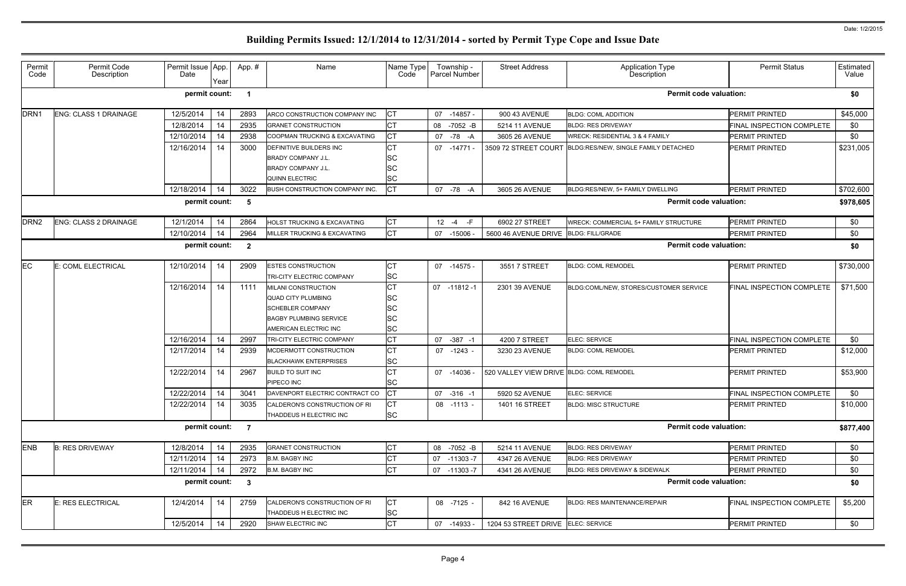# Building Permits Issued: 12/1/2014 to 12/31/2014 - sorted by Permit Type Cope and Issue Date

Date: 1/2/2015

| Permit Code | Permit Code Description | Permit Issue Date | App. Year | App. # | Name | Name Type Code | Township - Parcel Number | Street Address | Application Type Description | Permit Status | Estimated Value |
|---|---|---|---|---|---|---|---|---|---|---|---|
| | | permit count: | | 1 | | | | | Permit code valuation: | | $0 |
| DRN1 | ENG: CLASS 1 DRAINAGE | 12/5/2014 | 14 | 2893 | ARCO CONSTRUCTION COMPANY INC | CT | 07 -14857 - | 900 43 AVENUE | BLDG: COML ADDITION | PERMIT PRINTED | $45,000 |
| | | 12/8/2014 | 14 | 2935 | GRANET CONSTRUCTION | CT | 08 -7052 -B | 5214 11 AVENUE | BLDG: RES DRIVEWAY | FINAL INSPECTION COMPLETE | $0 |
| | | 12/10/2014 | 14 | 2938 | COOPMAN TRUCKING & EXCAVATING | CT | 07 -78 -A | 3605 26 AVENUE | WRECK: RESIDENTIAL 3 & 4 FAMILY | PERMIT PRINTED | $0 |
| | | 12/16/2014 | 14 | 3000 | DEFINITIVE BUILDERS INC | CT | 07 -14771 - | 3509 72 STREET COURT | BLDG:RES/NEW, SINGLE FAMILY DETACHED | PERMIT PRINTED | $231,005 |
| | | | | | BRADY COMPANY J.L. | SC | | | | | |
| | | | | | BRADY COMPANY J.L. | SC | | | | | |
| | | | | | QUINN ELECTRIC | SC | | | | | |
| | | 12/18/2014 | 14 | 3022 | BUSH CONSTRUCTION COMPANY INC. | CT | 07 -78 -A | 3605 26 AVENUE | BLDG:RES/NEW, 5+ FAMILY DWELLING | PERMIT PRINTED | $702,600 |
| | | permit count: | | 5 | | | | | Permit code valuation: | | $978,605 |
| DRN2 | ENG: CLASS 2 DRAINAGE | 12/1/2014 | 14 | 2864 | HOLST TRUCKING & EXCAVATING | CT | 12 -4 -F | 6902 27 STREET | WRECK: COMMERCIAL 5+ FAMILY STRUCTURE | PERMIT PRINTED | $0 |
| | | 12/10/2014 | 14 | 2964 | MILLER TRUCKING & EXCAVATING | CT | 07 -15006 - | 5600 46 AVENUE DRIVE | BLDG: FILL/GRADE | PERMIT PRINTED | $0 |
| | | permit count: | | 2 | | | | | Permit code valuation: | | $0 |
| EC | E: COML ELECTRICAL | 12/10/2014 | 14 | 2909 | ESTES CONSTRUCTION | CT | 07 -14575 - | 3551 7 STREET | BLDG: COML REMODEL | PERMIT PRINTED | $730,000 |
| | | | | | TRI-CITY ELECTRIC COMPANY | SC | | | | | |
| | | 12/16/2014 | 14 | 1111 | MILANI CONSTRUCTION | CT | 07 -11812 -1 | 2301 39 AVENUE | BLDG:COML/NEW, STORES/CUSTOMER SERVICE | FINAL INSPECTION COMPLETE | $71,500 |
| | | | | | QUAD CITY PLUMBING | SC | | | | | |
| | | | | | SCHEBLER COMPANY | SC | | | | | |
| | | | | | BAGBY PLUMBING SERVICE | SC | | | | | |
| | | | | | AMERICAN ELECTRIC INC | SC | | | | | |
| | | 12/16/2014 | 14 | 2997 | TRI-CITY ELECTRIC COMPANY | CT | 07 -387 -1 | 4200 7 STREET | ELEC: SERVICE | FINAL INSPECTION COMPLETE | $0 |
| | | 12/17/2014 | 14 | 2939 | MCDERMOTT CONSTRUCTION | CT | 07 -1243 - | 3230 23 AVENUE | BLDG: COML REMODEL | PERMIT PRINTED | $12,000 |
| | | | | | BLACKHAWK ENTERPRISES | SC | | | | | |
| | | 12/22/2014 | 14 | 2967 | BUILD TO SUIT INC | CT | 07 -14036 - | 520 VALLEY VIEW DRIVE | BLDG: COML REMODEL | PERMIT PRINTED | $53,900 |
| | | | | | PIPECO INC | SC | | | | | |
| | | 12/22/2014 | 14 | 3041 | DAVENPORT ELECTRIC CONTRACT CO | CT | 07 -316 -1 | 5920 52 AVENUE | ELEC: SERVICE | FINAL INSPECTION COMPLETE | $0 |
| | | 12/22/2014 | 14 | 3035 | CALDERON'S CONSTRUCTION OF RI | CT | 08 -1113 - | 1401 16 STREET | BLDG: MISC STRUCTURE | PERMIT PRINTED | $10,000 |
| | | | | | THADDEUS H ELECTRIC INC | SC | | | | | |
| | | permit count: | | 7 | | | | | Permit code valuation: | | $877,400 |
| ENB | B: RES DRIVEWAY | 12/8/2014 | 14 | 2935 | GRANET CONSTRUCTION | CT | 08 -7052 -B | 5214 11 AVENUE | BLDG: RES DRIVEWAY | PERMIT PRINTED | $0 |
| | | 12/11/2014 | 14 | 2973 | B.M. BAGBY INC | CT | 07 -11303 -7 | 4347 26 AVENUE | BLDG: RES DRIVEWAY | PERMIT PRINTED | $0 |
| | | 12/11/2014 | 14 | 2972 | B.M. BAGBY INC | CT | 07 -11303 -7 | 4341 26 AVENUE | BLDG: RES DRIVEWAY & SIDEWALK | PERMIT PRINTED | $0 |
| | | permit count: | | 3 | | | | | Permit code valuation: | | $0 |
| ER | E: RES ELECTRICAL | 12/4/2014 | 14 | 2759 | CALDERON'S CONSTRUCTION OF RI | CT | 08 -7125 - | 842 16 AVENUE | BLDG: RES MAINTENANCE/REPAIR | FINAL INSPECTION COMPLETE | $5,200 |
| | | | | | THADDEUS H ELECTRIC INC | SC | | | | | |
| | | 12/5/2014 | 14 | 2920 | SHAW ELECTRIC INC | CT | 07 -14933 - | 1204 53 STREET DRIVE | ELEC: SERVICE | PERMIT PRINTED | $0 |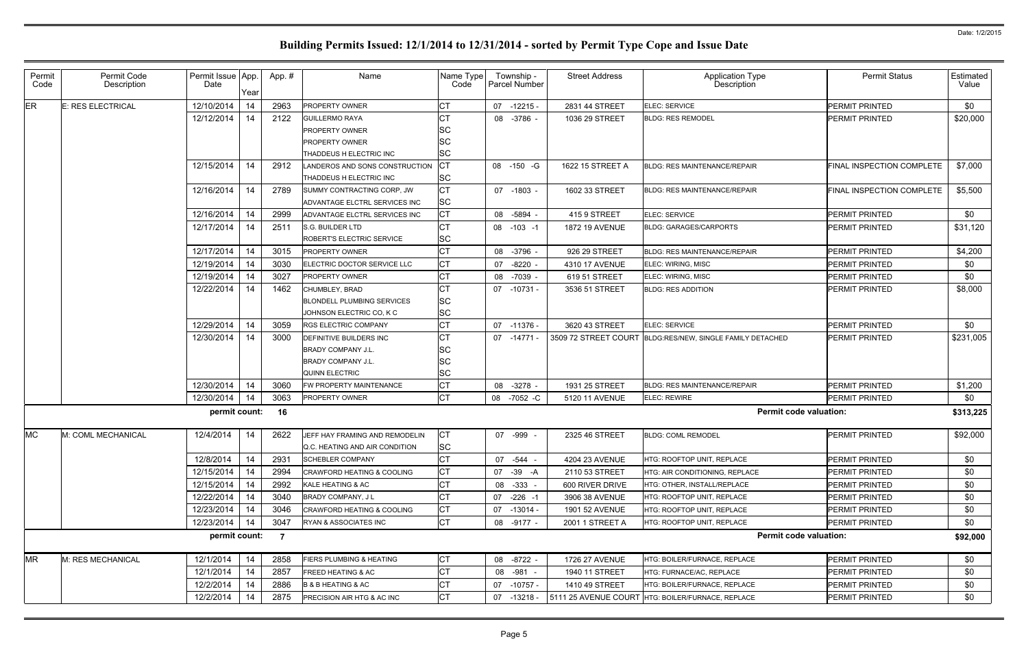Date: 1/2/2015

# Building Permits Issued: 12/1/2014 to 12/31/2014 - sorted by Permit Type Cope and Issue Date

| Permit Code | Permit Code Description | Permit Issue Date | App. Year | App. # | Name | Name Type Code | Township - Parcel Number | Street Address | Application Type Description | Permit Status | Estimated Value |
|---|---|---|---|---|---|---|---|---|---|---|---|
| ER | E: RES ELECTRICAL | 12/10/2014 | 14 | 2963 | PROPERTY OWNER | CT | 07 -12215 - | 2831 44 STREET | ELEC: SERVICE | PERMIT PRINTED | $0 |
| | | 12/12/2014 | 14 | 2122 | GUILLERMO RAYA | CT | 08 -3786 - | 1036 29 STREET | BLDG: RES REMODEL | PERMIT PRINTED | $20,000 |
| | | | | | PROPERTY OWNER | SC | | | | | |
| | | | | | PROPERTY OWNER | SC | | | | | |
| | | | | | THADDEUS H ELECTRIC INC | SC | | | | | |
| | | 12/15/2014 | 14 | 2912 | LANDEROS AND SONS CONSTRUCTION | CT | 08 -150 -G | 1622 15 STREET A | BLDG: RES MAINTENANCE/REPAIR | FINAL INSPECTION COMPLETE | $7,000 |
| | | | | | THADDEUS H ELECTRIC INC | SC | | | | | |
| | | 12/16/2014 | 14 | 2789 | SUMMY CONTRACTING CORP, JW | CT | 07 -1803 - | 1602 33 STREET | BLDG: RES MAINTENANCE/REPAIR | FINAL INSPECTION COMPLETE | $5,500 |
| | | | | | ADVANTAGE ELCTRL SERVICES INC | SC | | | | | |
| | | 12/16/2014 | 14 | 2999 | ADVANTAGE ELCTRL SERVICES INC | CT | 08 -5894 - | 415 9 STREET | ELEC: SERVICE | PERMIT PRINTED | $0 |
| | | 12/17/2014 | 14 | 2511 | S.G. BUILDER LTD | CT | 08 -103 -1 | 1872 19 AVENUE | BLDG: GARAGES/CARPORTS | PERMIT PRINTED | $31,120 |
| | | | | | ROBERT'S ELECTRIC SERVICE | SC | | | | | |
| | | 12/17/2014 | 14 | 3015 | PROPERTY OWNER | CT | 08 -3796 - | 926 29 STREET | BLDG: RES MAINTENANCE/REPAIR | PERMIT PRINTED | $4,200 |
| | | 12/19/2014 | 14 | 3030 | ELECTRIC DOCTOR SERVICE LLC | CT | 07 -8220 - | 4310 17 AVENUE | ELEC: WIRING, MISC | PERMIT PRINTED | $0 |
| | | 12/19/2014 | 14 | 3027 | PROPERTY OWNER | CT | 08 -7039 - | 619 51 STREET | ELEC: WIRING, MISC | PERMIT PRINTED | $0 |
| | | 12/22/2014 | 14 | 1462 | CHUMBLEY, BRAD | CT | 07 -10731 - | 3536 51 STREET | BLDG: RES ADDITION | PERMIT PRINTED | $8,000 |
| | | | | | BLONDELL PLUMBING SERVICES | SC | | | | | |
| | | | | | JOHNSON ELECTRIC CO, K C | SC | | | | | |
| | | 12/29/2014 | 14 | 3059 | RGS ELECTRIC COMPANY | CT | 07 -11376 - | 3620 43 STREET | ELEC: SERVICE | PERMIT PRINTED | $0 |
| | | 12/30/2014 | 14 | 3000 | DEFINITIVE BUILDERS INC | CT | 07 -14771 - | 3509 72 STREET COURT | BLDG:RES/NEW, SINGLE FAMILY DETACHED | PERMIT PRINTED | $231,005 |
| | | | | | BRADY COMPANY J.L. | SC | | | | | |
| | | | | | BRADY COMPANY J.L. | SC | | | | | |
| | | | | | QUINN ELECTRIC | SC | | | | | |
| | | 12/30/2014 | 14 | 3060 | FW PROPERTY MAINTENANCE | CT | 08 -3278 - | 1931 25 STREET | BLDG: RES MAINTENANCE/REPAIR | PERMIT PRINTED | $1,200 |
| | | 12/30/2014 | 14 | 3063 | PROPERTY OWNER | CT | 08 -7052 -C | 5120 11 AVENUE | ELEC: REWIRE | PERMIT PRINTED | $0 |
| | | permit count: | | 16 | | | | | Permit code valuation: | | $313,225 |
| MC | M: COML MECHANICAL | 12/4/2014 | 14 | 2622 | JEFF HAY FRAMING AND REMODELIN | CT | 07 -999 - | 2325 46 STREET | BLDG: COML REMODEL | PERMIT PRINTED | $92,000 |
| | | | | | Q.C. HEATING AND AIR CONDITION | SC | | | | | |
| | | 12/8/2014 | 14 | 2931 | SCHEBLER COMPANY | CT | 07 -544 - | 4204 23 AVENUE | HTG: ROOFTOP UNIT, REPLACE | PERMIT PRINTED | $0 |
| | | 12/15/2014 | 14 | 2994 | CRAWFORD HEATING & COOLING | CT | 07 -39 -A | 2110 53 STREET | HTG: AIR CONDITIONING, REPLACE | PERMIT PRINTED | $0 |
| | | 12/15/2014 | 14 | 2992 | KALE HEATING & AC | CT | 08 -333 - | 600 RIVER DRIVE | HTG: OTHER, INSTALL/REPLACE | PERMIT PRINTED | $0 |
| | | 12/22/2014 | 14 | 3040 | BRADY COMPANY, J L | CT | 07 -226 -1 | 3906 38 AVENUE | HTG: ROOFTOP UNIT, REPLACE | PERMIT PRINTED | $0 |
| | | 12/23/2014 | 14 | 3046 | CRAWFORD HEATING & COOLING | CT | 07 -13014 - | 1901 52 AVENUE | HTG: ROOFTOP UNIT, REPLACE | PERMIT PRINTED | $0 |
| | | 12/23/2014 | 14 | 3047 | RYAN & ASSOCIATES INC | CT | 08 -9177 - | 2001 1 STREET A | HTG: ROOFTOP UNIT, REPLACE | PERMIT PRINTED | $0 |
| | | permit count: | | 7 | | | | | Permit code valuation: | | $92,000 |
| MR | M: RES MECHANICAL | 12/1/2014 | 14 | 2858 | FIERS PLUMBING & HEATING | CT | 08 -8722 - | 1726 27 AVENUE | HTG: BOILER/FURNACE, REPLACE | PERMIT PRINTED | $0 |
| | | 12/1/2014 | 14 | 2857 | FREED HEATING & AC | CT | 08 -981 - | 1940 11 STREET | HTG: FURNACE/AC, REPLACE | PERMIT PRINTED | $0 |
| | | 12/2/2014 | 14 | 2886 | B & B HEATING & AC | CT | 07 -10757 - | 1410 49 STREET | HTG: BOILER/FURNACE, REPLACE | PERMIT PRINTED | $0 |
| | | 12/2/2014 | 14 | 2875 | PRECISION AIR HTG & AC INC | CT | 07 -13218 - | 5111 25 AVENUE COURT | HTG: BOILER/FURNACE, REPLACE | PERMIT PRINTED | $0 |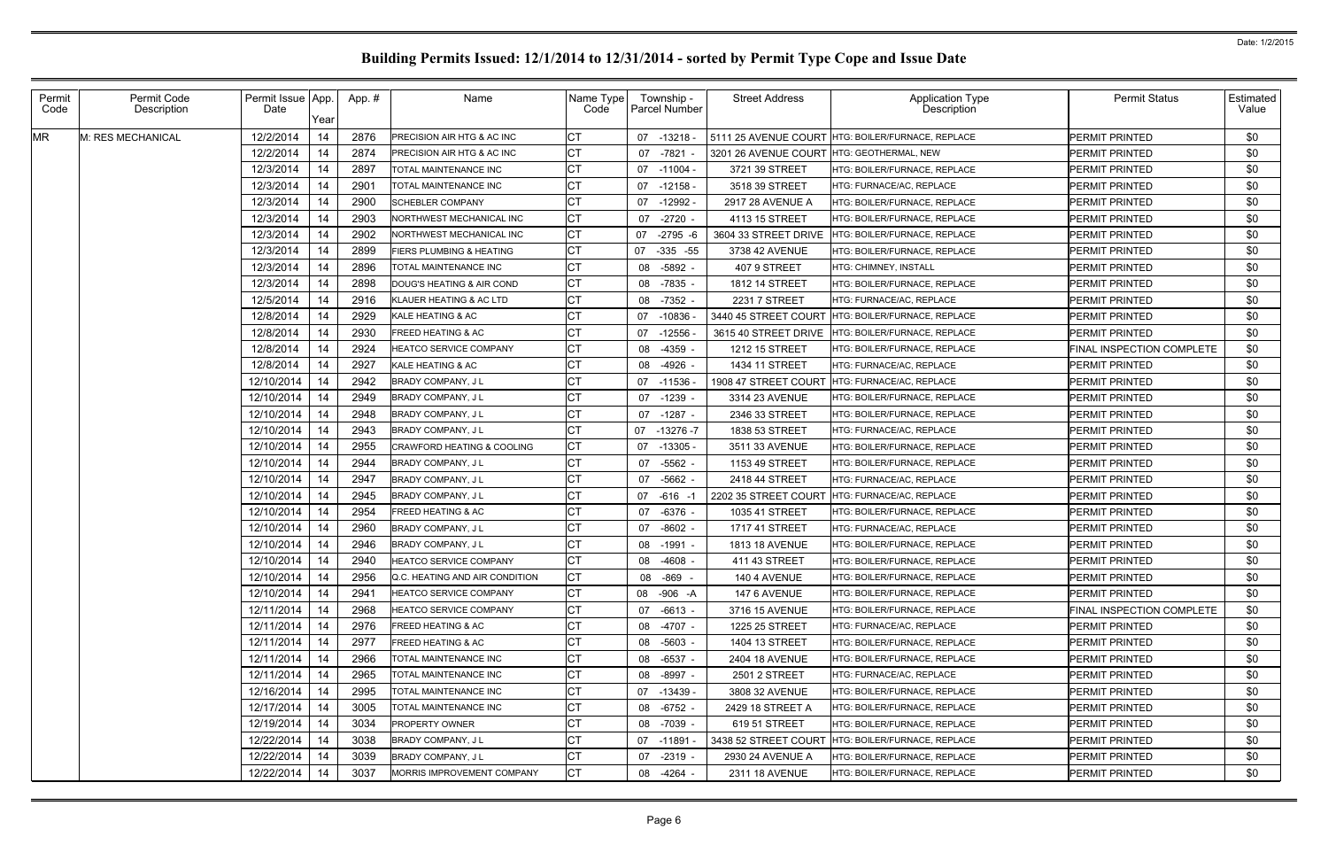# Building Permits Issued: 12/1/2014 to 12/31/2014 - sorted by Permit Type Cope and Issue Date

| Permit Code | Permit Code Description | Permit Issue Date | App. Year | App. # | Name | Name Type Code | Township - Parcel Number | Street Address | Application Type Description | Permit Status | Estimated Value |
|---|---|---|---|---|---|---|---|---|---|---|---|
| MR | M: RES MECHANICAL | 12/2/2014 | 14 | 2876 | PRECISION AIR HTG & AC INC | CT | 07 -13218 - | 5111 25 AVENUE COURT | HTG: BOILER/FURNACE, REPLACE | PERMIT PRINTED | $0 |
| | | 12/2/2014 | 14 | 2874 | PRECISION AIR HTG & AC INC | CT | 07 -7821 - | 3201 26 AVENUE COURT | HTG: GEOTHERMAL, NEW | PERMIT PRINTED | $0 |
| | | 12/3/2014 | 14 | 2897 | TOTAL MAINTENANCE INC | CT | 07 -11004 - | 3721 39 STREET | HTG: BOILER/FURNACE, REPLACE | PERMIT PRINTED | $0 |
| | | 12/3/2014 | 14 | 2901 | TOTAL MAINTENANCE INC | CT | 07 -12158 - | 3518 39 STREET | HTG: FURNACE/AC, REPLACE | PERMIT PRINTED | $0 |
| | | 12/3/2014 | 14 | 2900 | SCHEBLER COMPANY | CT | 07 -12992 - | 2917 28 AVENUE A | HTG: BOILER/FURNACE, REPLACE | PERMIT PRINTED | $0 |
| | | 12/3/2014 | 14 | 2903 | NORTHWEST MECHANICAL INC | CT | 07 -2720 - | 4113 15 STREET | HTG: BOILER/FURNACE, REPLACE | PERMIT PRINTED | $0 |
| | | 12/3/2014 | 14 | 2902 | NORTHWEST MECHANICAL INC | CT | 07 -2795 -6 | 3604 33 STREET DRIVE | HTG: BOILER/FURNACE, REPLACE | PERMIT PRINTED | $0 |
| | | 12/3/2014 | 14 | 2899 | FIERS PLUMBING & HEATING | CT | 07 -335 -55 | 3738 42 AVENUE | HTG: BOILER/FURNACE, REPLACE | PERMIT PRINTED | $0 |
| | | 12/3/2014 | 14 | 2896 | TOTAL MAINTENANCE INC | CT | 08 -5892 - | 407 9 STREET | HTG: CHIMNEY, INSTALL | PERMIT PRINTED | $0 |
| | | 12/3/2014 | 14 | 2898 | DOUG'S HEATING & AIR COND | CT | 08 -7835 - | 1812 14 STREET | HTG: BOILER/FURNACE, REPLACE | PERMIT PRINTED | $0 |
| | | 12/5/2014 | 14 | 2916 | KLAUER HEATING & AC LTD | CT | 08 -7352 - | 2231 7 STREET | HTG: FURNACE/AC, REPLACE | PERMIT PRINTED | $0 |
| | | 12/8/2014 | 14 | 2929 | KALE HEATING & AC | CT | 07 -10836 - | 3440 45 STREET COURT | HTG: BOILER/FURNACE, REPLACE | PERMIT PRINTED | $0 |
| | | 12/8/2014 | 14 | 2930 | FREED HEATING & AC | CT | 07 -12556 - | 3615 40 STREET DRIVE | HTG: BOILER/FURNACE, REPLACE | PERMIT PRINTED | $0 |
| | | 12/8/2014 | 14 | 2924 | HEATCO SERVICE COMPANY | CT | 08 -4359 - | 1212 15 STREET | HTG: BOILER/FURNACE, REPLACE | FINAL INSPECTION COMPLETE | $0 |
| | | 12/8/2014 | 14 | 2927 | KALE HEATING & AC | CT | 08 -4926 - | 1434 11 STREET | HTG: FURNACE/AC, REPLACE | PERMIT PRINTED | $0 |
| | | 12/10/2014 | 14 | 2942 | BRADY COMPANY, J L | CT | 07 -11536 - | 1908 47 STREET COURT | HTG: FURNACE/AC, REPLACE | PERMIT PRINTED | $0 |
| | | 12/10/2014 | 14 | 2949 | BRADY COMPANY, J L | CT | 07 -1239 - | 3314 23 AVENUE | HTG: BOILER/FURNACE, REPLACE | PERMIT PRINTED | $0 |
| | | 12/10/2014 | 14 | 2948 | BRADY COMPANY, J L | CT | 07 -1287 - | 2346 33 STREET | HTG: BOILER/FURNACE, REPLACE | PERMIT PRINTED | $0 |
| | | 12/10/2014 | 14 | 2943 | BRADY COMPANY, J L | CT | 07 -13276 -7 | 1838 53 STREET | HTG: FURNACE/AC, REPLACE | PERMIT PRINTED | $0 |
| | | 12/10/2014 | 14 | 2955 | CRAWFORD HEATING & COOLING | CT | 07 -13305 - | 3511 33 AVENUE | HTG: BOILER/FURNACE, REPLACE | PERMIT PRINTED | $0 |
| | | 12/10/2014 | 14 | 2944 | BRADY COMPANY, J L | CT | 07 -5562 - | 1153 49 STREET | HTG: BOILER/FURNACE, REPLACE | PERMIT PRINTED | $0 |
| | | 12/10/2014 | 14 | 2947 | BRADY COMPANY, J L | CT | 07 -5662 - | 2418 44 STREET | HTG: FURNACE/AC, REPLACE | PERMIT PRINTED | $0 |
| | | 12/10/2014 | 14 | 2945 | BRADY COMPANY, J L | CT | 07 -616 -1 | 2202 35 STREET COURT | HTG: FURNACE/AC, REPLACE | PERMIT PRINTED | $0 |
| | | 12/10/2014 | 14 | 2954 | FREED HEATING & AC | CT | 07 -6376 - | 1035 41 STREET | HTG: BOILER/FURNACE, REPLACE | PERMIT PRINTED | $0 |
| | | 12/10/2014 | 14 | 2960 | BRADY COMPANY, J L | CT | 07 -8602 - | 1717 41 STREET | HTG: FURNACE/AC, REPLACE | PERMIT PRINTED | $0 |
| | | 12/10/2014 | 14 | 2946 | BRADY COMPANY, J L | CT | 08 -1991 - | 1813 18 AVENUE | HTG: BOILER/FURNACE, REPLACE | PERMIT PRINTED | $0 |
| | | 12/10/2014 | 14 | 2940 | HEATCO SERVICE COMPANY | CT | 08 -4608 - | 411 43 STREET | HTG: BOILER/FURNACE, REPLACE | PERMIT PRINTED | $0 |
| | | 12/10/2014 | 14 | 2956 | Q.C. HEATING AND AIR CONDITION | CT | 08 -869 - | 140 4 AVENUE | HTG: BOILER/FURNACE, REPLACE | PERMIT PRINTED | $0 |
| | | 12/10/2014 | 14 | 2941 | HEATCO SERVICE COMPANY | CT | 08 -906 -A | 147 6 AVENUE | HTG: BOILER/FURNACE, REPLACE | PERMIT PRINTED | $0 |
| | | 12/11/2014 | 14 | 2968 | HEATCO SERVICE COMPANY | CT | 07 -6613 - | 3716 15 AVENUE | HTG: BOILER/FURNACE, REPLACE | FINAL INSPECTION COMPLETE | $0 |
| | | 12/11/2014 | 14 | 2976 | FREED HEATING & AC | CT | 08 -4707 - | 1225 25 STREET | HTG: FURNACE/AC, REPLACE | PERMIT PRINTED | $0 |
| | | 12/11/2014 | 14 | 2977 | FREED HEATING & AC | CT | 08 -5603 - | 1404 13 STREET | HTG: BOILER/FURNACE, REPLACE | PERMIT PRINTED | $0 |
| | | 12/11/2014 | 14 | 2966 | TOTAL MAINTENANCE INC | CT | 08 -6537 - | 2404 18 AVENUE | HTG: BOILER/FURNACE, REPLACE | PERMIT PRINTED | $0 |
| | | 12/11/2014 | 14 | 2965 | TOTAL MAINTENANCE INC | CT | 08 -8997 - | 2501 2 STREET | HTG: FURNACE/AC, REPLACE | PERMIT PRINTED | $0 |
| | | 12/16/2014 | 14 | 2995 | TOTAL MAINTENANCE INC | CT | 07 -13439 - | 3808 32 AVENUE | HTG: BOILER/FURNACE, REPLACE | PERMIT PRINTED | $0 |
| | | 12/17/2014 | 14 | 3005 | TOTAL MAINTENANCE INC | CT | 08 -6752 - | 2429 18 STREET A | HTG: BOILER/FURNACE, REPLACE | PERMIT PRINTED | $0 |
| | | 12/19/2014 | 14 | 3034 | PROPERTY OWNER | CT | 08 -7039 - | 619 51 STREET | HTG: BOILER/FURNACE, REPLACE | PERMIT PRINTED | $0 |
| | | 12/22/2014 | 14 | 3038 | BRADY COMPANY, J L | CT | 07 -11891 - | 3438 52 STREET COURT | HTG: BOILER/FURNACE, REPLACE | PERMIT PRINTED | $0 |
| | | 12/22/2014 | 14 | 3039 | BRADY COMPANY, J L | CT | 07 -2319 - | 2930 24 AVENUE A | HTG: BOILER/FURNACE, REPLACE | PERMIT PRINTED | $0 |
| | | 12/22/2014 | 14 | 3037 | MORRIS IMPROVEMENT COMPANY | CT | 08 -4264 - | 2311 18 AVENUE | HTG: BOILER/FURNACE, REPLACE | PERMIT PRINTED | $0 |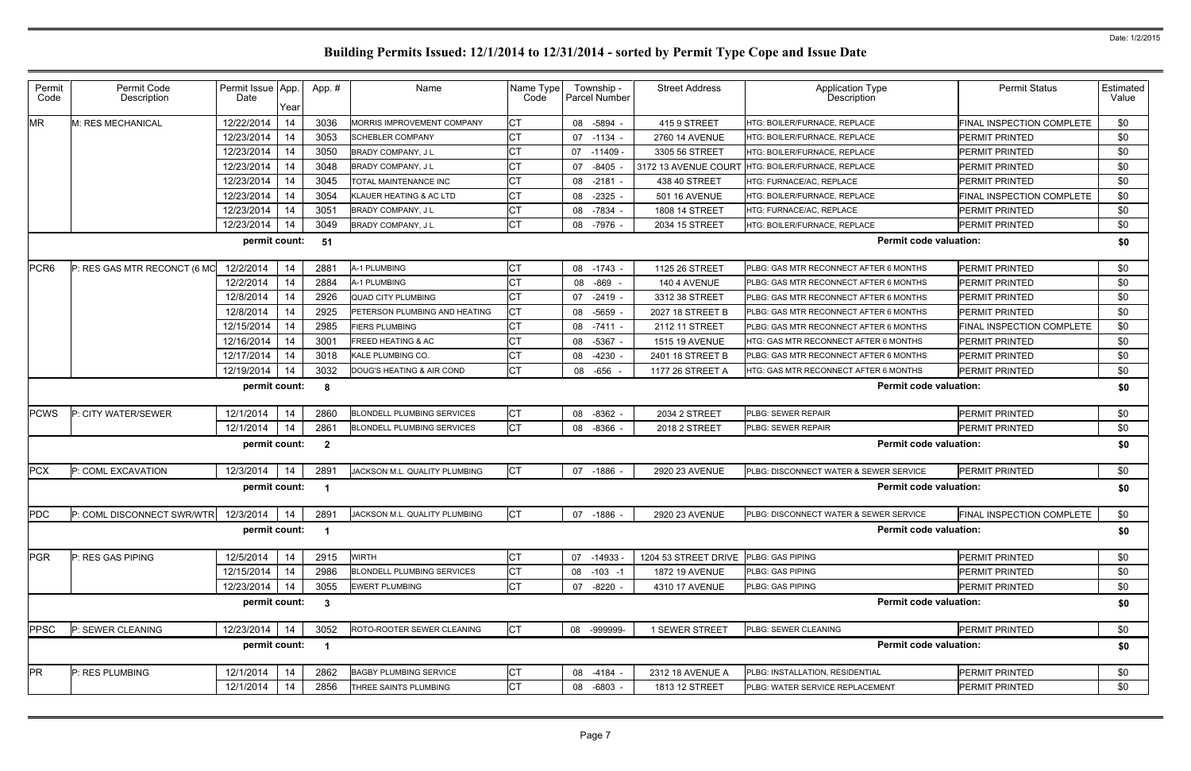# Building Permits Issued: 12/1/2014 to 12/31/2014 - sorted by Permit Type Cope and Issue Date

Date: 1/2/2015

| Permit Code | Permit Code Description | Permit Issue Date | App. Year | Appl. # | Name | Name Type Code | Township - Parcel Number | Street Address | Application Type Description | Permit Status | Estimated Value |
|---|---|---|---|---|---|---|---|---|---|---|---|
| MR | M: RES MECHANICAL | 12/22/2014 | 14 | 3036 | MORRIS IMPROVEMENT COMPANY | CT | 08 -5894 - | 415 9 STREET | HTG: BOILER/FURNACE, REPLACE | FINAL INSPECTION COMPLETE | $0 |
| | | 12/23/2014 | 14 | 3053 | SCHEBLER COMPANY | CT | 07 -1134 - | 2760 14 AVENUE | HTG: BOILER/FURNACE, REPLACE | PERMIT PRINTED | $0 |
| | | 12/23/2014 | 14 | 3050 | BRADY COMPANY, J L | CT | 07 -11409 - | 3305 56 STREET | HTG: BOILER/FURNACE, REPLACE | PERMIT PRINTED | $0 |
| | | 12/23/2014 | 14 | 3048 | BRADY COMPANY, J L | CT | 07 -8405 - | 3172 13 AVENUE COURT | HTG: BOILER/FURNACE, REPLACE | PERMIT PRINTED | $0 |
| | | 12/23/2014 | 14 | 3045 | TOTAL MAINTENANCE INC | CT | 08 -2181 - | 438 40 STREET | HTG: FURNACE/AC, REPLACE | PERMIT PRINTED | $0 |
| | | 12/23/2014 | 14 | 3054 | KLAUER HEATING & AC LTD | CT | 08 -2325 - | 501 16 AVENUE | HTG: BOILER/FURNACE, REPLACE | FINAL INSPECTION COMPLETE | $0 |
| | | 12/23/2014 | 14 | 3051 | BRADY COMPANY, J L | CT | 08 -7834 - | 1808 14 STREET | HTG: FURNACE/AC, REPLACE | PERMIT PRINTED | $0 |
| | | 12/23/2014 | 14 | 3049 | BRADY COMPANY, J L | CT | 08 -7976 - | 2034 15 STREET | HTG: BOILER/FURNACE, REPLACE | PERMIT PRINTED | $0 |
| | | permit count: | | 51 | | | | | Permit code valuation: | | $0 |
| PCR6 | P: RES GAS MTR RECONCT (6 MO | 12/2/2014 | 14 | 2881 | A-1 PLUMBING | CT | 08 -1743 - | 1125 26 STREET | PLBG: GAS MTR RECONNECT AFTER 6 MONTHS | PERMIT PRINTED | $0 |
| | | 12/2/2014 | 14 | 2884 | A-1 PLUMBING | CT | 08 -869 - | 140 4 AVENUE | PLBG: GAS MTR RECONNECT AFTER 6 MONTHS | PERMIT PRINTED | $0 |
| | | 12/8/2014 | 14 | 2926 | QUAD CITY PLUMBING | CT | 07 -2419 - | 3312 38 STREET | PLBG: GAS MTR RECONNECT AFTER 6 MONTHS | PERMIT PRINTED | $0 |
| | | 12/8/2014 | 14 | 2925 | PETERSON PLUMBING AND HEATING | CT | 08 -5659 - | 2027 18 STREET B | PLBG: GAS MTR RECONNECT AFTER 6 MONTHS | PERMIT PRINTED | $0 |
| | | 12/15/2014 | 14 | 2985 | FIERS PLUMBING | CT | 08 -7411 - | 2112 11 STREET | PLBG: GAS MTR RECONNECT AFTER 6 MONTHS | FINAL INSPECTION COMPLETE | $0 |
| | | 12/16/2014 | 14 | 3001 | FREED HEATING & AC | CT | 08 -5367 - | 1515 19 AVENUE | HTG: GAS MTR RECONNECT AFTER 6 MONTHS | PERMIT PRINTED | $0 |
| | | 12/17/2014 | 14 | 3018 | KALE PLUMBING CO. | CT | 08 -4230 - | 2401 18 STREET B | PLBG: GAS MTR RECONNECT AFTER 6 MONTHS | PERMIT PRINTED | $0 |
| | | 12/19/2014 | 14 | 3032 | DOUG'S HEATING & AIR COND | CT | 08 -656 - | 1177 26 STREET A | HTG: GAS MTR RECONNECT AFTER 6 MONTHS | PERMIT PRINTED | $0 |
| | | permit count: | | 8 | | | | | Permit code valuation: | | $0 |
| PCWS | P: CITY WATER/SEWER | 12/1/2014 | 14 | 2860 | BLONDELL PLUMBING SERVICES | CT | 08 -8362 - | 2034 2 STREET | PLBG: SEWER REPAIR | PERMIT PRINTED | $0 |
| | | 12/1/2014 | 14 | 2861 | BLONDELL PLUMBING SERVICES | CT | 08 -8366 - | 2018 2 STREET | PLBG: SEWER REPAIR | PERMIT PRINTED | $0 |
| | | permit count: | | 2 | | | | | Permit code valuation: | | $0 |
| PCX | P: COML EXCAVATION | 12/3/2014 | 14 | 2891 | JACKSON M.L. QUALITY PLUMBING | CT | 07 -1886 - | 2920 23 AVENUE | PLBG: DISCONNECT WATER & SEWER SERVICE | PERMIT PRINTED | $0 |
| | | permit count: | | 1 | | | | | Permit code valuation: | | $0 |
| PDC | P: COML DISCONNECT SWR/WTR | 12/3/2014 | 14 | 2891 | JACKSON M.L. QUALITY PLUMBING | CT | 07 -1886 - | 2920 23 AVENUE | PLBG: DISCONNECT WATER & SEWER SERVICE | FINAL INSPECTION COMPLETE | $0 |
| | | permit count: | | 1 | | | | | Permit code valuation: | | $0 |
| PGR | P: RES GAS PIPING | 12/5/2014 | 14 | 2915 | WIRTH | CT | 07 -14933 - | 1204 53 STREET DRIVE | PLBG: GAS PIPING | PERMIT PRINTED | $0 |
| | | 12/15/2014 | 14 | 2986 | BLONDELL PLUMBING SERVICES | CT | 08 -103 -1 | 1872 19 AVENUE | PLBG: GAS PIPING | PERMIT PRINTED | $0 |
| | | 12/23/2014 | 14 | 3055 | EWERT PLUMBING | CT | 07 -8220 - | 4310 17 AVENUE | PLBG: GAS PIPING | PERMIT PRINTED | $0 |
| | | permit count: | | 3 | | | | | Permit code valuation: | | $0 |
| PPSC | P: SEWER CLEANING | 12/23/2014 | 14 | 3052 | ROTO-ROOTER SEWER CLEANING | CT | 08 -999999- | 1 SEWER STREET | PLBG: SEWER CLEANING | PERMIT PRINTED | $0 |
| | | permit count: | | 1 | | | | | Permit code valuation: | | $0 |
| PR | P: RES PLUMBING | 12/1/2014 | 14 | 2862 | BAGBY PLUMBING SERVICE | CT | 08 -4184 - | 2312 18 AVENUE A | PLBG: INSTALLATION, RESIDENTIAL | PERMIT PRINTED | $0 |
| | | 12/1/2014 | 14 | 2856 | THREE SAINTS PLUMBING | CT | 08 -6803 - | 1813 12 STREET | PLBG: WATER SERVICE REPLACEMENT | PERMIT PRINTED | $0 |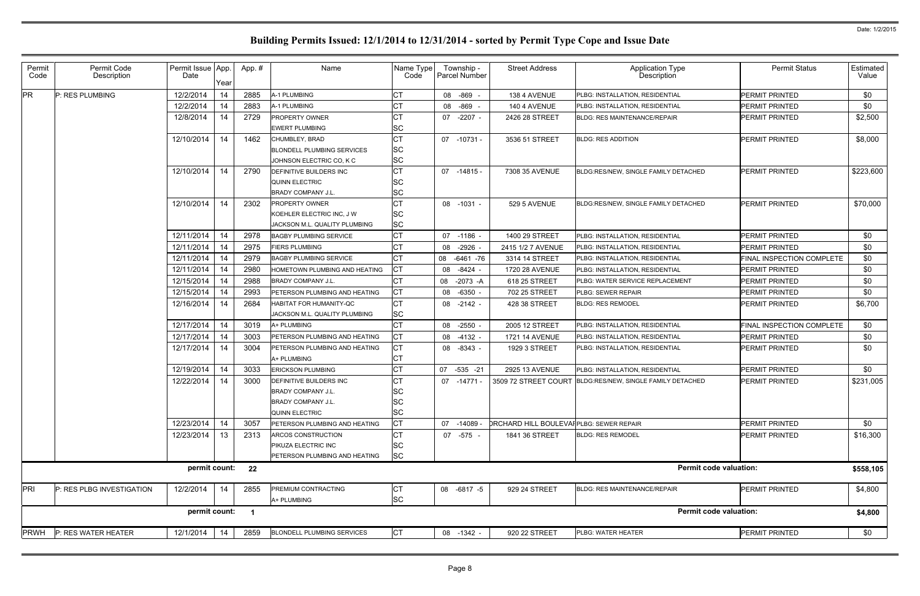# Building Permits Issued: 12/1/2014 to 12/31/2014 - sorted by Permit Type Cope and Issue Date

Date: 1/2/2015

| Permit Code | Permit Code Description | Permit Issue Date | App. Year | App. # | Name | Name Type Code | Township - Parcel Number | Street Address | Application Type Description | Permit Status | Estimated Value |
|---|---|---|---|---|---|---|---|---|---|---|---|
| PR | P: RES PLUMBING | 12/2/2014 | 14 | 2885 | A-1 PLUMBING | CT | 08 -869 - | 138 4 AVENUE | PLBG: INSTALLATION, RESIDENTIAL | PERMIT PRINTED | $0 |
| | | 12/2/2014 | 14 | 2883 | A-1 PLUMBING | CT | 08 -869 - | 140 4 AVENUE | PLBG: INSTALLATION, RESIDENTIAL | PERMIT PRINTED | $0 |
| | | 12/8/2014 | 14 | 2729 | PROPERTY OWNER | CT | 07 -2207 - | 2426 28 STREET | BLDG: RES MAINTENANCE/REPAIR | PERMIT PRINTED | $2,500 |
| | | | | | EWERT PLUMBING | SC | | | | | |
| | | 12/10/2014 | 14 | 1462 | CHUMBLEY, BRAD | CT | 07 -10731 - | 3536 51 STREET | BLDG: RES ADDITION | PERMIT PRINTED | $8,000 |
| | | | | | BLONDELL PLUMBING SERVICES | SC | | | | | |
| | | | | | JOHNSON ELECTRIC CO, K C | SC | | | | | |
| | | 12/10/2014 | 14 | 2790 | DEFINITIVE BUILDERS INC | CT | 07 -14815 - | 7308 35 AVENUE | BLDG:RES/NEW, SINGLE FAMILY DETACHED | PERMIT PRINTED | $223,600 |
| | | | | | QUINN ELECTRIC | SC | | | | | |
| | | | | | BRADY COMPANY J.L. | SC | | | | | |
| | | 12/10/2014 | 14 | 2302 | PROPERTY OWNER | CT | 08 -1031 - | 529 5 AVENUE | BLDG:RES/NEW, SINGLE FAMILY DETACHED | PERMIT PRINTED | $70,000 |
| | | | | | KOEHLER ELECTRIC INC, J W | SC | | | | | |
| | | | | | JACKSON M.L. QUALITY PLUMBING | SC | | | | | |
| | | 12/11/2014 | 14 | 2978 | BAGBY PLUMBING SERVICE | CT | 07 -1186 - | 1400 29 STREET | PLBG: INSTALLATION, RESIDENTIAL | PERMIT PRINTED | $0 |
| | | 12/11/2014 | 14 | 2975 | FIERS PLUMBING | CT | 08 -2926 - | 2415 1/2 7 AVENUE | PLBG: INSTALLATION, RESIDENTIAL | PERMIT PRINTED | $0 |
| | | 12/11/2014 | 14 | 2979 | BAGBY PLUMBING SERVICE | CT | 08 -6461 -76 | 3314 14 STREET | PLBG: INSTALLATION, RESIDENTIAL | FINAL INSPECTION COMPLETE | $0 |
| | | 12/11/2014 | 14 | 2980 | HOMETOWN PLUMBING AND HEATING | CT | 08 -8424 - | 1720 28 AVENUE | PLBG: INSTALLATION, RESIDENTIAL | PERMIT PRINTED | $0 |
| | | 12/15/2014 | 14 | 2988 | BRADY COMPANY J.L. | CT | 08 -2073 -A | 618 25 STREET | PLBG: WATER SERVICE REPLACEMENT | PERMIT PRINTED | $0 |
| | | 12/15/2014 | 14 | 2993 | PETERSON PLUMBING AND HEATING | CT | 08 -6350 - | 702 25 STREET | PLBG: SEWER REPAIR | PERMIT PRINTED | $0 |
| | | 12/16/2014 | 14 | 2684 | HABITAT FOR HUMANITY-QC | CT | 08 -2142 - | 428 38 STREET | BLDG: RES REMODEL | PERMIT PRINTED | $6,700 |
| | | | | | JACKSON M.L. QUALITY PLUMBING | SC | | | | | |
| | | 12/17/2014 | 14 | 3019 | A+ PLUMBING | CT | 08 -2550 - | 2005 12 STREET | PLBG: INSTALLATION, RESIDENTIAL | FINAL INSPECTION COMPLETE | $0 |
| | | 12/17/2014 | 14 | 3003 | PETERSON PLUMBING AND HEATING | CT | 08 -4132 - | 1721 14 AVENUE | PLBG: INSTALLATION, RESIDENTIAL | PERMIT PRINTED | $0 |
| | | 12/17/2014 | 14 | 3004 | PETERSON PLUMBING AND HEATING | CT | 08 -8343 - | 1929 3 STREET | PLBG: INSTALLATION, RESIDENTIAL | PERMIT PRINTED | $0 |
| | | | | | A+ PLUMBING | CT | | | | | |
| | | 12/19/2014 | 14 | 3033 | ERICKSON PLUMBING | CT | 07 -535 -21 | 2925 13 AVENUE | PLBG: INSTALLATION, RESIDENTIAL | PERMIT PRINTED | $0 |
| | | 12/22/2014 | 14 | 3000 | DEFINITIVE BUILDERS INC | CT | 07 -14771 - | 3509 72 STREET COURT | BLDG:RES/NEW, SINGLE FAMILY DETACHED | PERMIT PRINTED | $231,005 |
| | | | | | BRADY COMPANY J.L. | SC | | | | | |
| | | | | | BRADY COMPANY J.L. | SC | | | | | |
| | | | | | QUINN ELECTRIC | SC | | | | | |
| | | 12/23/2014 | 14 | 3057 | PETERSON PLUMBING AND HEATING | CT | 07 -14089 - | ORCHARD HILL BOULEVAI | PLBG: SEWER REPAIR | PERMIT PRINTED | $0 |
| | | 12/23/2014 | 13 | 2313 | ARCOS CONSTRUCTION | CT | 07 -575 - | 1841 36 STREET | BLDG: RES REMODEL | PERMIT PRINTED | $16,300 |
| | | | | | PIKUZA ELECTRIC INC | SC | | | | | |
| | | | | | PETERSON PLUMBING AND HEATING | SC | | | | | |
| | | permit count: | | 22 | | | | | Permit code valuation: | | $558,105 |
| PRI | P: RES PLBG INVESTIGATION | 12/2/2014 | 14 | 2855 | PREMIUM CONTRACTING | CT | 08 -6817 -5 | 929 24 STREET | BLDG: RES MAINTENANCE/REPAIR | PERMIT PRINTED | $4,800 |
| | | | | | A+ PLUMBING | SC | | | | | |
| | | permit count: | | 1 | | | | | Permit code valuation: | | $4,800 |
| PRWH | P: RES WATER HEATER | 12/1/2014 | 14 | 2859 | BLONDELL PLUMBING SERVICES | CT | 08 -1342 - | 920 22 STREET | PLBG: WATER HEATER | PERMIT PRINTED | $0 |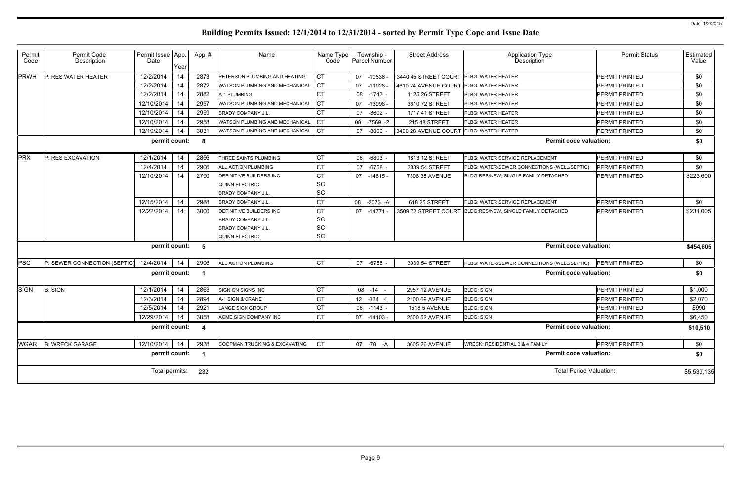Date: 1/2/2015

# Building Permits Issued: 12/1/2014 to 12/31/2014 - sorted by Permit Type Cope and Issue Date

| Permit Code | Permit Code Description | Permit Issue Date | App. Year | App. # | Name | Name Type Code | Township - Parcel Number | Street Address | Application Type Description | Permit Status | Estimated Value |
|---|---|---|---|---|---|---|---|---|---|---|---|
| PRWH | P: RES WATER HEATER | 12/2/2014 | 14 | 2873 | PETERSON PLUMBING AND HEATING | CT | 07 -10836 - | 3440 45 STREET COURT | PLBG: WATER HEATER | PERMIT PRINTED | $0 |
| | | 12/2/2014 | 14 | 2872 | WATSON PLUMBING AND MECHANICAL | CT | 07 -11928 - | 4610 24 AVENUE COURT | PLBG: WATER HEATER | PERMIT PRINTED | $0 |
| | | 12/2/2014 | 14 | 2882 | A-1 PLUMBING | CT | 08 -1743 - | 1125 26 STREET | PLBG: WATER HEATER | PERMIT PRINTED | $0 |
| | | 12/10/2014 | 14 | 2957 | WATSON PLUMBING AND MECHANICAL | CT | 07 -13998 - | 3610 72 STREET | PLBG: WATER HEATER | PERMIT PRINTED | $0 |
| | | 12/10/2014 | 14 | 2959 | BRADY COMPANY J.L. | CT | 07 -8602 - | 1717 41 STREET | PLBG: WATER HEATER | PERMIT PRINTED | $0 |
| | | 12/10/2014 | 14 | 2958 | WATSON PLUMBING AND MECHANICAL | CT | 08 -7569 -2 | 215 48 STREET | PLBG: WATER HEATER | PERMIT PRINTED | $0 |
| | | 12/19/2014 | 14 | 3031 | WATSON PLUMBING AND MECHANICAL | CT | 07 -8066 - | 3400 28 AVENUE COURT | PLBG: WATER HEATER | PERMIT PRINTED | $0 |
| | | permit count: | | 8 | | | | | Permit code valuation: | | $0 |
| PRX | P: RES EXCAVATION | 12/1/2014 | 14 | 2856 | THREE SAINTS PLUMBING | CT | 08 -6803 - | 1813 12 STREET | PLBG: WATER SERVICE REPLACEMENT | PERMIT PRINTED | $0 |
| | | 12/4/2014 | 14 | 2906 | ALL ACTION PLUMBING | CT | 07 -6758 - | 3039 54 STREET | PLBG: WATER/SEWER CONNECTIONS (WELL/SEPTIC) | PERMIT PRINTED | $0 |
| | | 12/10/2014 | 14 | 2790 | DEFINITIVE BUILDERS INC | CT | 07 -14815 - | 7308 35 AVENUE | BLDG:RES/NEW, SINGLE FAMILY DETACHED | PERMIT PRINTED | $223,600 |
| | | | | | QUINN ELECTRIC | SC | | | | | |
| | | | | | BRADY COMPANY J.L. | SC | | | | | |
| | | 12/15/2014 | 14 | 2988 | BRADY COMPANY J.L. | CT | 08 -2073 -A | 618 25 STREET | PLBG: WATER SERVICE REPLACEMENT | PERMIT PRINTED | $0 |
| | | 12/22/2014 | 14 | 3000 | DEFINITIVE BUILDERS INC | CT | 07 -14771 - | 3509 72 STREET COURT | BLDG:RES/NEW, SINGLE FAMILY DETACHED | PERMIT PRINTED | $231,005 |
| | | | | | BRADY COMPANY J.L. | SC | | | | | |
| | | | | | BRADY COMPANY J.L. | SC | | | | | |
| | | | | | QUINN ELECTRIC | SC | | | | | |
| | | permit count: | | 5 | | | | | Permit code valuation: | | $454,605 |
| PSC | P: SEWER CONNECTION (SEPTIC) | 12/4/2014 | 14 | 2906 | ALL ACTION PLUMBING | CT | 07 -6758 - | 3039 54 STREET | PLBG: WATER/SEWER CONNECTIONS (WELL/SEPTIC) | PERMIT PRINTED | $0 |
| | | permit count: | | 1 | | | | | Permit code valuation: | | $0 |
| SIGN | B: SIGN | 12/1/2014 | 14 | 2863 | SIGN ON SIGNS INC | CT | 08 -14 - | 2957 12 AVENUE | BLDG: SIGN | PERMIT PRINTED | $1,000 |
| | | 12/3/2014 | 14 | 2894 | A-1 SIGN & CRANE | CT | 12 -334 -L | 2100 69 AVENUE | BLDG: SIGN | PERMIT PRINTED | $2,070 |
| | | 12/5/2014 | 14 | 2921 | LANGE SIGN GROUP | CT | 08 -1143 - | 1518 5 AVENUE | BLDG: SIGN | PERMIT PRINTED | $990 |
| | | 12/29/2014 | 14 | 3058 | ACME SIGN COMPANY INC | CT | 07 -14103 - | 2500 52 AVENUE | BLDG: SIGN | PERMIT PRINTED | $6,450 |
| | | permit count: | | 4 | | | | | Permit code valuation: | | $10,510 |
| WGAR | B: WRECK GARAGE | 12/10/2014 | 14 | 2938 | COOPMAN TRUCKING & EXCAVATING | CT | 07 -78 -A | 3605 26 AVENUE | WRECK: RESIDENTIAL 3 & 4 FAMILY | PERMIT PRINTED | $0 |
| | | permit count: | | 1 | | | | | Permit code valuation: | | $0 |
| | | Total permits: | | 232 | | | | | Total Period Valuation: | | $5,539,135 |